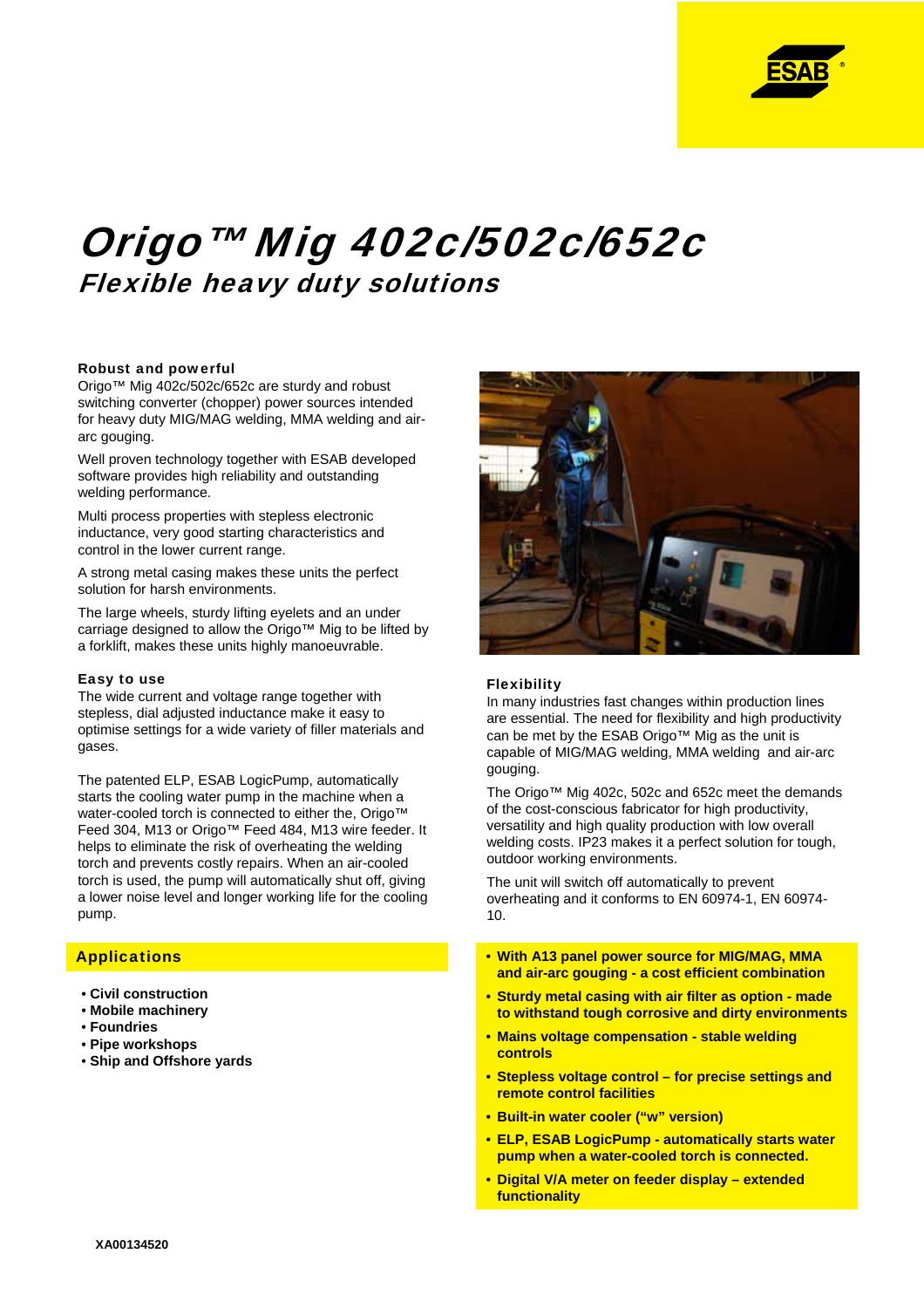# Origo™ Mig 402c/502c/652c

## Flexible heavy duty solutions

### Robust and powerful

Origo™ Mig 402c/502c/652c are sturdy and robust switching converter (chopper) power sources intended for heavy duty MIG/MAG welding, MMA welding and air-arc gouging.

Well proven technology together with ESAB developed software provides high reliability and outstanding welding performance.

Multi process properties with stepless electronic inductance, very good starting characteristics and control in the lower current range.

A strong metal casing makes these units the perfect solution for harsh environments.

The large wheels, sturdy lifting eyelets and an under carriage designed to allow the Origo™ Mig to be lifted by a forklift, makes these units highly manoeuvrable.

### Easy to use

The wide current and voltage range together with stepless, dial adjusted inductance make it easy to optimise settings for a wide variety of filler materials and gases.

The patented ELP, ESAB LogicPump, automatically starts the cooling water pump in the machine when a water-cooled torch is connected to either the, Origo™ Feed 304, M13 or Origo™ Feed 484, M13 wire feeder. It helps to eliminate the risk of overheating the welding torch and prevents costly repairs. When an air-cooled torch is used, the pump will automatically shut off, giving a lower noise level and longer working life for the cooling pump.

### Applications

- **Civil construction**
- **Mobile machinery**
- **Foundries**
- **Pipe workshops**
- **Ship and Offshore yards**

### Flexibility

In many industries fast changes within production lines are essential. The need for flexibility and high productivity can be met by the ESAB Origo™ Mig as the unit is capable of MIG/MAG welding, MMA welding and air-arc gouging.

The Origo™ Mig 402c, 502c and 652c meet the demands of the cost-conscious fabricator for high productivity, versatility and high quality production with low overall welding costs. IP23 makes it a perfect solution for tough, outdoor working environments.

The unit will switch off automatically to prevent overheating and it conforms to EN 60974-1, EN 60974-10.

- **With A13 panel power source for MIG/MAG, MMA and air-arc gouging - a cost efficient combination**
- **Sturdy metal casing with air filter as option - made to withstand tough corrosive and dirty environments**
- **Mains voltage compensation - stable welding controls**
- **Stepless voltage control – for precise settings and remote control facilities**
- **Built-in water cooler ("w" version)**
- **ELP, ESAB LogicPump - automatically starts water pump when a water-cooled torch is connected.**
- **Digital V/A meter on feeder display – extended functionality**

**XA00134520**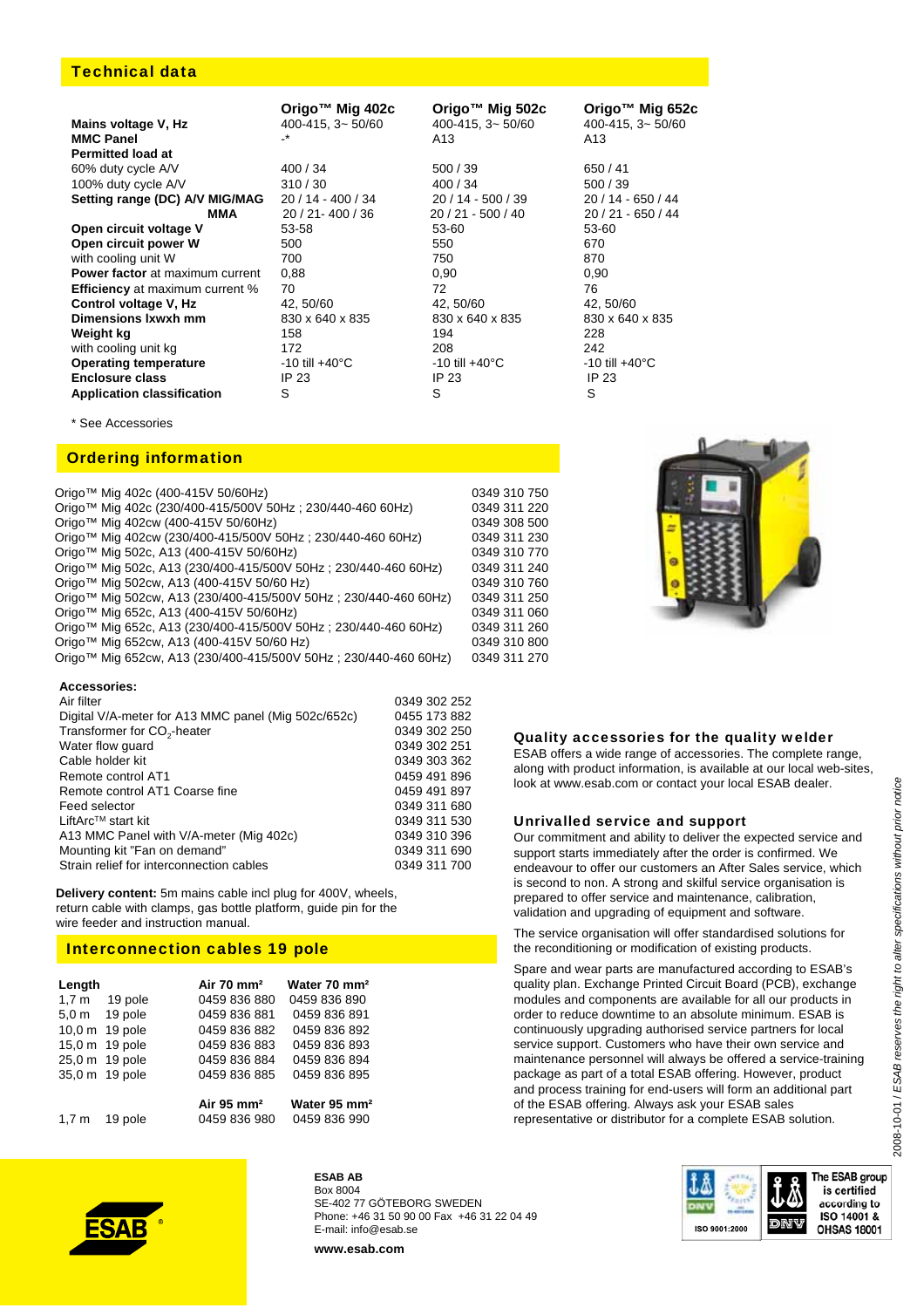## Technical data

| | Origo™ Mig 402c | Origo™ Mig 502c | Origo™ Mig 652c |
|---|---|---|---|
| **Mains voltage V, Hz** | 400-415, 3~ 50/60 | 400-415, 3~ 50/60 | 400-415, 3~ 50/60 |
| **MMC Panel** | -* | A13 | A13 |
| **Permitted load at** | | | |
| 60% duty cycle A/V | 400 / 34 | 500 / 39 | 650 / 41 |
| 100% duty cycle A/V | 310 / 30 | 400 / 34 | 500 / 39 |
| **Setting range (DC) A/V MIG/MAG** | 20 / 14 - 400 / 34 | 20 / 14 - 500 / 39 | 20 / 14 - 650 / 44 |
| **MMA** | 20 / 21- 400 / 36 | 20 / 21 - 500 / 40 | 20 / 21 - 650 / 44 |
| **Open circuit voltage V** | 53-58 | 53-60 | 53-60 |
| **Open circuit power W** | 500 | 550 | 670 |
| with cooling unit W | 700 | 750 | 870 |
| **Power factor** at maximum current | 0,88 | 0,90 | 0,90 |
| **Efficiency** at maximum current % | 70 | 72 | 76 |
| **Control voltage V, Hz** | 42, 50/60 | 42, 50/60 | 42, 50/60 |
| **Dimensions lxwxh mm** | 830 x 640 x 835 | 830 x 640 x 835 | 830 x 640 x 835 |
| **Weight kg** | 158 | 194 | 228 |
| with cooling unit kg | 172 | 208 | 242 |
| **Operating temperature** | -10 till +40°C | -10 till +40°C | -10 till +40°C |
| **Enclosure class** | IP 23 | IP 23 | IP 23 |
| **Application classification** | S | S | S |

\* See Accessories

## Ordering information

| | |
|---|---|
| Origo™ Mig 402c (400-415V 50/60Hz) | 0349 310 750 |
| Origo™ Mig 402c (230/400-415/500V 50Hz ; 230/440-460 60Hz) | 0349 311 220 |
| Origo™ Mig 402cw (400-415V 50/60Hz) | 0349 308 500 |
| Origo™ Mig 402cw (230/400-415/500V 50Hz ; 230/440-460 60Hz) | 0349 311 230 |
| Origo™ Mig 502c, A13 (400-415V 50/60Hz) | 0349 310 770 |
| Origo™ Mig 502c, A13 (230/400-415/500V 50Hz ; 230/440-460 60Hz) | 0349 311 240 |
| Origo™ Mig 502cw, A13 (400-415V 50/60 Hz) | 0349 310 760 |
| Origo™ Mig 502cw, A13 (230/400-415/500V 50Hz ; 230/440-460 60Hz) | 0349 311 250 |
| Origo™ Mig 652c, A13 (400-415V 50/60Hz) | 0349 311 060 |
| Origo™ Mig 652c, A13 (230/400-415/500V 50Hz ; 230/440-460 60Hz) | 0349 311 260 |
| Origo™ Mig 652cw, A13 (400-415V 50/60 Hz) | 0349 310 800 |
| Origo™ Mig 652cw, A13 (230/400-415/500V 50Hz ; 230/440-460 60Hz) | 0349 311 270 |

### Accessories:

| | |
|---|---|
| Air filter | 0349 302 252 |
| Digital V/A-meter for A13 MMC panel (Mig 502c/652c) | 0455 173 882 |
| Transformer for $CO_2$-heater | 0349 302 250 |
| Water flow guard | 0349 302 251 |
| Cable holder kit | 0349 303 362 |
| Remote control AT1 | 0459 491 896 |
| Remote control AT1 Coarse fine | 0459 491 897 |
| Feed selector | 0349 311 680 |
| LiftArc™ start kit | 0349 311 530 |
| A13 MMC Panel with V/A-meter (Mig 402c) | 0349 311 060 |
| Mounting kit "Fan on demand" | 0349 311 690 |
| Strain relief for interconnection cables | 0349 311 700 |

**Delivery content:** 5m mains cable incl plug for 400V, wheels, return cable with clamps, gas bottle platform, guide pin for the wire feeder and instruction manual.

## Interconnection cables 19 pole

| Length | | Air 70 mm² | Water 70 mm² |
|---|---|---|---|
| 1,7 m | 19 pole | 0459 836 880 | 0459 836 890 |
| 5,0 m | 19 pole | 0459 836 881 | 0459 836 891 |
| 10,0 m | 19 pole | 0459 836 882 | 0459 836 892 |
| 15,0 m | 19 pole | 0459 836 883 | 0459 836 893 |
| 25,0 m | 19 pole | 0459 836 884 | 0459 836 894 |
| 35,0 m | 19 pole | 0459 836 885 | 0459 836 895 |
| | | **Air 95 mm²** | **Water 95 mm²** |
| 1,7 m | 19 pole | 0459 836 980 | 0459 836 990 |

### Quality accessories for the quality welder

ESAB offers a wide range of accessories. The complete range, along with product information, is available at our local web-sites, look at www.esab.com or contact your local ESAB dealer.

### Unrivalled service and support

Our commitment and ability to deliver the expected service and support starts immediately after the order is confirmed. We endeavour to offer our customers an After Sales service, which is second to non. A strong and skilful service organisation is prepared to offer service and maintenance, calibration, validation and upgrading of equipment and software.

The service organisation will offer standardised solutions for the reconditioning or modification of existing products.

Spare and wear parts are manufactured according to ESAB's quality plan. Exchange Printed Circuit Board (PCB), exchange modules and components are available for all our products in order to reduce downtime to an absolute minimum. ESAB is continuously upgrading authorised service partners for local service support. Customers who have their own service and maintenance personnel will always be offered a service-training package as part of a total ESAB offering. However, product and process training for end-users will form an additional part of the ESAB offering. Always ask your ESAB sales representative or distributor for a complete ESAB solution.

2008-10-01 / *ESAB reserves the right to alter specifications without prior notice*

**ESAB AB**
Box 8004
SE-402 77 GÖTEBORG SWEDEN
Phone: +46 31 50 90 00 Fax +46 31 22 04 49
E-mail: info@esab.se

**www.esab.com**

ISO 9001:2000

The ESAB group is certified according to ISO 14001 & OHSAS 18001